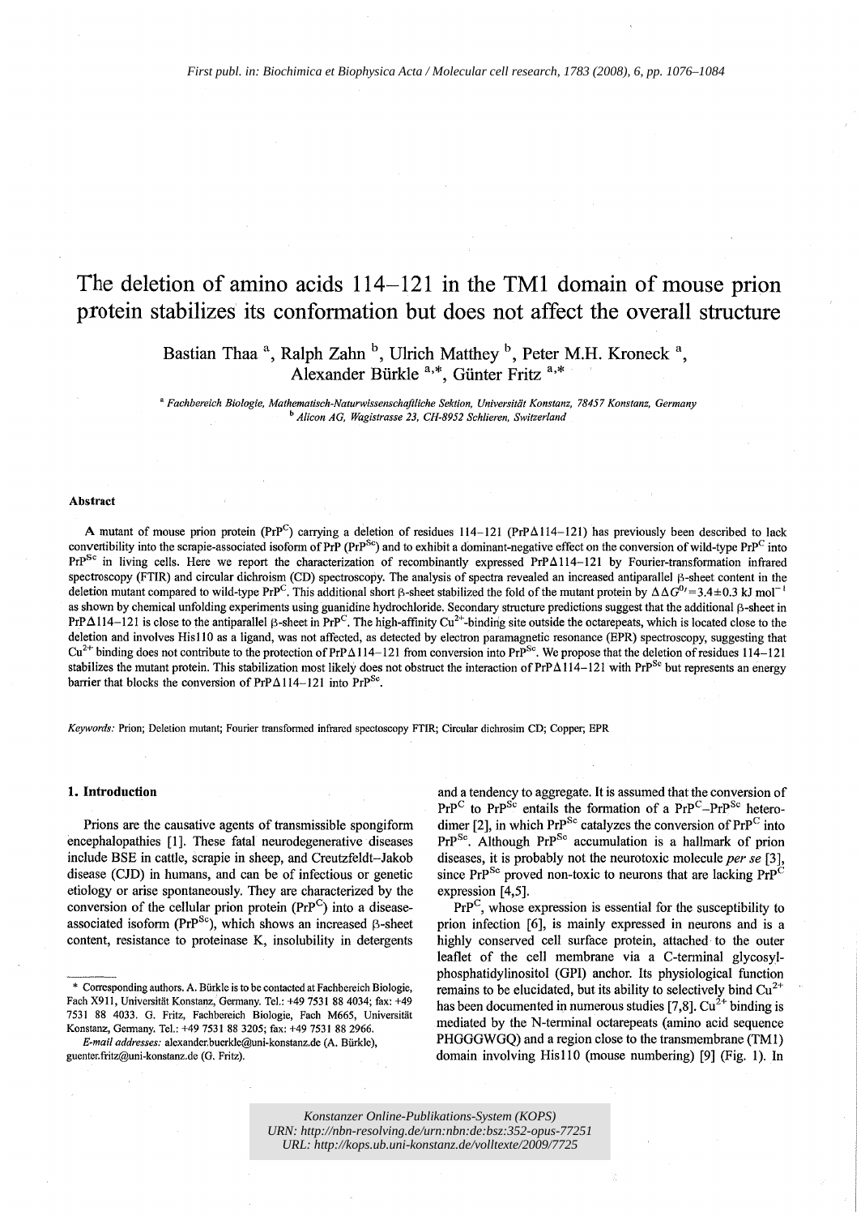First publ. in: Biochimica et Biophysica Acta / Molecular cell research, 1783 (2008), 6, pp. 1076–1084

# The deletion of amino acids 114–121 in the TM1 domain of mouse prion protein stabilizes its conformation but does not affect the overall structure

Bastian Thaa [a], Ralph Zahn [b], Ulrich Matthey [b], Peter M.H. Kroneck [a], Alexander Bürkle [a,*], Günter Fritz [a,*]

[a] *Fachbereich Biologie, Mathematisch-Naturwissenschaftliche Sektion, Universität Konstanz, 78457 Konstanz, Germany*
[b] *Alicon AG, Wagistrasse 23, CH-8952 Schlieren, Switzerland*

## Abstract

A mutant of mouse prion protein ($PrP^C$) carrying a deletion of residues 114–121 (PrPΔ114–121) has previously been described to lack convertibility into the scrapie-associated isoform of PrP ($PrP^{Sc}$) and to exhibit a dominant-negative effect on the conversion of wild-type $PrP^C$ into $PrP^{Sc}$ in living cells. Here we report the characterization of recombinantly expressed PrPΔ114–121 by Fourier-transformation infrared spectroscopy (FTIR) and circular dichroism (CD) spectroscopy. The analysis of spectra revealed an increased antiparallel β-sheet content in the deletion mutant compared to wild-type $PrP^C$. This additional short β-sheet stabilized the fold of the mutant protein by $\Delta\Delta G^{0\prime} = 3.4 \pm 0.3$ kJ $mol^{-1}$ as shown by chemical unfolding experiments using guanidine hydrochloride. Secondary structure predictions suggest that the additional β-sheet in PrPΔ114–121 is close to the antiparallel β-sheet in $PrP^C$. The high-affinity $Cu^{2+}$-binding site outside the octarepeats, which is located close to the deletion and involves His110 as a ligand, was not affected, as detected by electron paramagnetic resonance (EPR) spectroscopy, suggesting that $Cu^{2+}$ binding does not contribute to the protection of PrPΔ114–121 from conversion into $PrP^{Sc}$. We propose that the deletion of residues 114–121 stabilizes the mutant protein. This stabilization most likely does not obstruct the interaction of PrPΔ114–121 with $PrP^{Sc}$ but represents an energy barrier that blocks the conversion of PrPΔ114–121 into $PrP^{Sc}$.

*Keywords:* Prion; Deletion mutant; Fourier transformed infrared spectoscopy FTIR; Circular dichrosim CD; Copper; EPR

## 1. Introduction

Prions are the causative agents of transmissible spongiform encephalopathies [1]. These fatal neurodegenerative diseases include BSE in cattle, scrapie in sheep, and Creutzfeldt–Jakob disease (CJD) in humans, and can be of infectious or genetic etiology or arise spontaneously. They are characterized by the conversion of the cellular prion protein ($PrP^C$) into a disease-associated isoform ($PrP^{Sc}$), which shows an increased β-sheet content, resistance to proteinase K, insolubility in detergents and a tendency to aggregate. It is assumed that the conversion of $PrP^C$ to $PrP^{Sc}$ entails the formation of a $PrP^C$–$PrP^{Sc}$ heterodimer [2], in which $PrP^{Sc}$ catalyzes the conversion of $PrP^C$ into $PrP^{Sc}$. Although $PrP^{Sc}$ accumulation is a hallmark of prion diseases, it is probably not the neurotoxic molecule *per se* [3], since $PrP^{Sc}$ proved non-toxic to neurons that are lacking $PrP^C$ expression [4,5].

$PrP^C$, whose expression is essential for the susceptibility to prion infection [6], is mainly expressed in neurons and is a highly conserved cell surface protein, attached to the outer leaflet of the cell membrane via a C-terminal glycosyl-phosphatidylinositol (GPI) anchor. Its physiological function remains to be elucidated, but its ability to selectively bind $Cu^{2+}$ has been documented in numerous studies [7,8]. $Cu^{2+}$ binding is mediated by the N-terminal octarepeats (amino acid sequence PHGGGWGQ) and a region close to the transmembrane (TM1) domain involving His110 (mouse numbering) [9] (Fig. 1). In

\* Corresponding authors. A. Bürkle is to be contacted at Fachbereich Biologie, Fach X911, Universität Konstanz, Germany. Tel.: +49 7531 88 4034; fax: +49 7531 88 4033. G. Fritz, Fachbereich Biologie, Fach M665, Universität Konstanz, Germany. Tel.: +49 7531 88 3205; fax: +49 7531 88 2966.

*E-mail addresses:* alexander.buerkle@uni-konstanz.de (A. Bürkle), guenter.fritz@uni-konstanz.de (G. Fritz).

Konstanzer Online-Publikations-System (KOPS)
URN: http://nbn-resolving.de/urn:nbn:de:bsz:352-opus-77251
URL: http://kops.ub.uni-konstanz.de/volltexte/2009/7725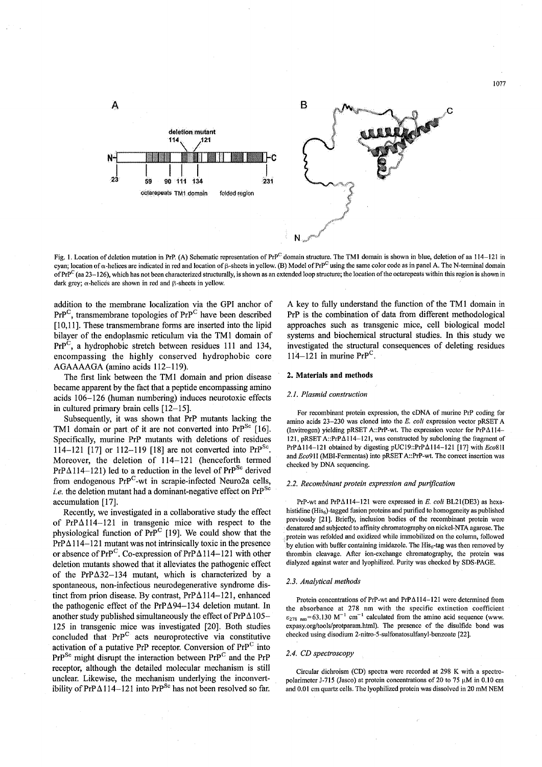Fig. 1. Location of deletion mutation in PrP. (A) Schematic representation of $PrP^C$ domain structure. The TM1 domain is shown in blue, deletion of aa 114–121 in cyan; location of α-helices are indicated in red and location of β-sheets in yellow. (B) Model of $PrP^C$ using the same color code as in panel A. The N-terminal domain of $PrP^C$ (aa 23–126), which has not been characterized structurally, is shown as an extended loop structure; the location of the octarepeats within this region is shown in dark grey; α-helices are shown in red and β-sheets in yellow.

addition to the membrane localization via the GPI anchor of $PrP^C$, transmembrane topologies of $PrP^C$ have been described [10,11]. These transmembrane forms are inserted into the lipid bilayer of the endoplasmic reticulum via the TM1 domain of $PrP^C$, a hydrophobic stretch between residues 111 and 134, encompassing the highly conserved hydrophobic core AGAAAAGA (amino acids 112–119).

The first link between the TM1 domain and prion disease became apparent by the fact that a peptide encompassing amino acids 106–126 (human numbering) induces neurotoxic effects in cultured primary brain cells [12–15].

Subsequently, it was shown that PrP mutants lacking the TM1 domain or part of it are not converted into $PrP^{Sc}$ [16]. Specifically, murine PrP mutants with deletions of residues 114–121 [17] or 112–119 [18] are not converted into $PrP^{Sc}$. Moreover, the deletion of 114–121 (henceforth termed PrPΔ114–121) led to a reduction in the level of $PrP^{Sc}$ derived from endogenous $PrP^C$-wt in scrapie-infected Neuro2a cells, *i.e.* the deletion mutant had a dominant-negative effect on $PrP^{Sc}$ accumulation [17].

Recently, we investigated in a collaborative study the effect of PrPΔ114–121 in transgenic mice with respect to the physiological function of $PrP^C$ [19]. We could show that the PrPΔ114–121 mutant was not intrinsically toxic in the presence or absence of $PrP^C$. Co-expression of PrPΔ114–121 with other deletion mutants showed that it alleviates the pathogenic effect of the PrPΔ32–134 mutant, which is characterized by a spontaneous, non-infectious neurodegenerative syndrome distinct from prion disease. By contrast, PrPΔ114–121, enhanced the pathogenic effect of the PrPΔ94–134 deletion mutant. In another study published simultaneously the effect of PrPΔ105–125 in transgenic mice was investigated [20]. Both studies concluded that $PrP^C$ acts neuroprotective via constitutive activation of a putative PrP receptor. Conversion of $PrP^C$ into $PrP^{Sc}$ might disrupt the interaction between $PrP^C$ and the PrP receptor, although the detailed molecular mechanism is still unclear. Likewise, the mechanism underlying the inconvertibility of PrPΔ114–121 into $PrP^{Sc}$ has not been resolved so far.

A key to fully understand the function of the TM1 domain in PrP is the combination of data from different methodological approaches such as transgenic mice, cell biological model systems and biochemical structural studies. In this study we investigated the structural consequences of deleting residues 114–121 in murine $PrP^C$.

## 2. Materials and methods

### 2.1. Plasmid construction

For recombinant protein expression, the cDNA of murine PrP coding for amino acids 23–230 was cloned into the *E. coli* expression vector pRSET A (Invitrogen) yielding pRSET A::PrP-wt. The expression vector for PrPΔ114–121, pRSET A::PrPΔ114–121, was constructed by subcloning the fragment of PrPΔ114–121 obtained by digesting pUC19::PrPΔ114–121 [17] with *Eco*81I and *Eco*91I (MBI-Fermentas) into pRSET A::PrP-wt. The correct insertion was checked by DNA sequencing.

### 2.2. Recombinant protein expression and purification

PrP-wt and PrPΔ114–121 were expressed in *E. coli* BL21(DE3) as hexahistidine ($His_6$)-tagged fusion proteins and purified to homogeneity as published previously [21]. Briefly, inclusion bodies of the recombinant protein were denatured and subjected to affinity chromatography on nickel-NTA agarose. The protein was refolded and oxidized while immobilized on the column, followed by elution with buffer containing imidazole. The $His_6$-tag was then removed by thrombin cleavage. After ion-exchange chromatography, the protein was dialyzed against water and lyophilized. Purity was checked by SDS-PAGE.

### 2.3. Analytical methods

Protein concentrations of PrP-wt and PrPΔ114–121 were determined from the absorbance at 278 nm with the specific extinction coefficient $\varepsilon_{278\ nm}$ = 63.130 $M^{-1}$ $cm^{-1}$ calculated from the amino acid sequence (www.expasy.org/tools/protparam.html). The presence of the disulfide bond was checked using disodium 2-nitro-5-sulfonatosulfanyl-benzoate [22].

### 2.4. CD spectroscopy

Circular dichroism (CD) spectra were recorded at 298 K with a spectropolarimeter J-715 (Jasco) at protein concentrations of 20 to 75 μM in 0.10 cm and 0.01 cm quartz cells. The lyophilized protein was dissolved in 20 mM NEM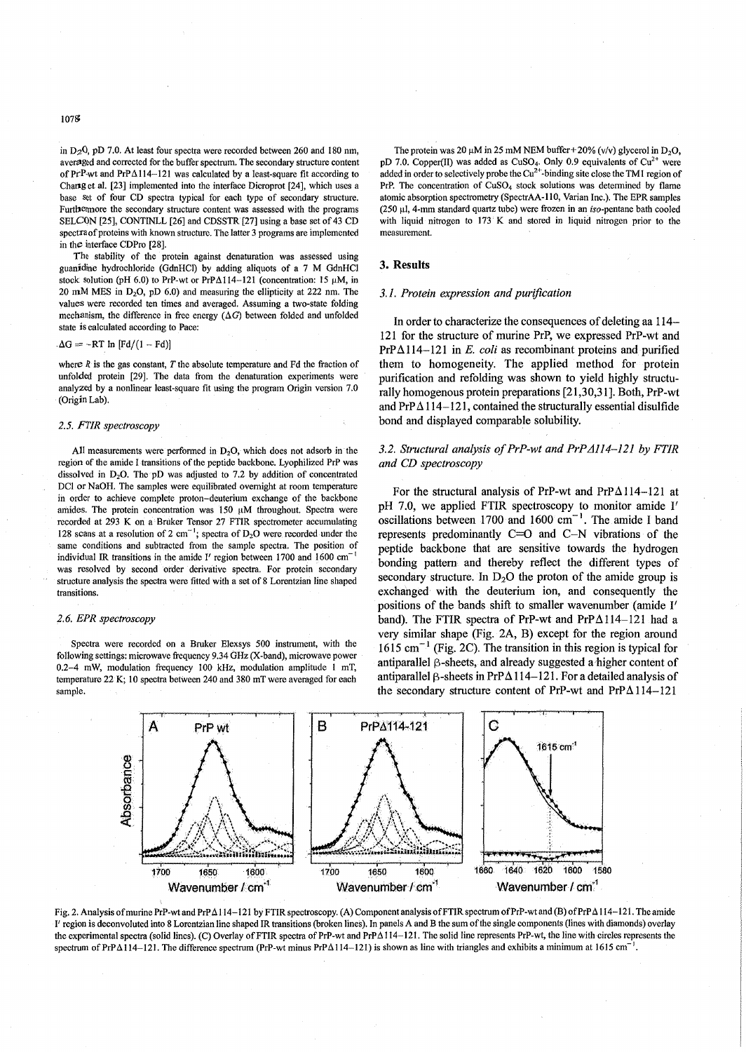in $D_2O$, pD 7.0. At least four spectra were recorded between 260 and 180 nm, averaged and corrected for the buffer spectrum. The secondary structure content of PrP-wt and PrPΔ114–121 was calculated by a least-square fit according to Chang et al. [23] implemented into the interface Dicroprot [24], which uses a base set of four CD spectra typical for each type of secondary structure. Furthermore the secondary structure content was assessed with the programs SELCON [25], CONTINLL [26] and CDSSTR [27] using a base set of 43 CD spectra of proteins with known structure. The latter 3 programs are implemented in the interface CDPro [28].

The stability of the protein against denaturation was assessed using guanidine hydrochloride (GdnHCl) by adding aliquots of a 7 M GdnHCl stock solution (pH 6.0) to PrP-wt or PrPΔ114–121 (concentration: 15 μM, in 20 mM MES in $D_2O$, pD 6.0) and measuring the ellipticity at 222 nm. The values were recorded ten times and averaged. Assuming a two-state folding mechanism, the difference in free energy ($\Delta G$) between folded and unfolded state is calculated according to Pace:

$$\Delta G = -RT \ln [Fd/(1 - Fd)]$$

where $R$ is the gas constant, $T$ the absolute temperature and Fd the fraction of unfolded protein [29]. The data from the denaturation experiments were analyzed by a nonlinear least-square fit using the program Origin version 7.0 (Origin Lab).

### 2.5. FTIR spectroscopy

All measurements were performed in $D_2O$, which does not adsorb in the region of the amide I transitions of the peptide backbone. Lyophilized PrP was dissolved in $D_2O$. The pD was adjusted to 7.2 by addition of concentrated DCl or NaOH. The samples were equilibrated overnight at room temperature in order to achieve complete proton–deuterium exchange of the backbone amides. The protein concentration was 150 μM throughout. Spectra were recorded at 293 K on a Bruker Tensor 27 FTIR spectrometer accumulating 128 scans at a resolution of 2 $cm^{-1}$; spectra of $D_2O$ were recorded under the same conditions and subtracted from the sample spectra. The position of individual IR transitions in the amide I′ region between 1700 and 1600 $cm^{-1}$ was resolved by second order derivative spectra. For protein secondary structure analysis the spectra were fitted with a set of 8 Lorentzian line shaped transitions.

### 2.6. EPR spectroscopy

Spectra were recorded on a Bruker Elexsys 500 instrument, with the following settings: microwave frequency 9.34 GHz (X-band), microwave power 0.2–4 mW, modulation frequency 100 kHz, modulation amplitude 1 mT, temperature 22 K; 10 spectra between 240 and 380 mT were averaged for each sample.

The protein was 20 μM in 25 mM NEM buffer+20% (v/v) glycerol in $D_2O$, pD 7.0. Copper(II) was added as $CuSO_4$. Only 0.9 equivalents of $Cu^{2+}$ were added in order to selectively probe the $Cu^{2+}$-binding site close the TM1 region of PrP. The concentration of $CuSO_4$ stock solutions was determined by flame atomic absorption spectrometry (SpectrAA-110, Varian Inc.). The EPR samples (250 μl, 4-mm standard quartz tube) were frozen in an *iso*-pentane bath cooled with liquid nitrogen to 173 K and stored in liquid nitrogen prior to the measurement.

## 3. Results

### 3.1. Protein expression and purification

In order to characterize the consequences of deleting aa 114–121 for the structure of murine PrP, we expressed PrP-wt and PrPΔ114–121 in *E. coli* as recombinant proteins and purified them to homogeneity. The applied method for protein purification and refolding was shown to yield highly structurally homogenous protein preparations [21,30,31]. Both, PrP-wt and PrPΔ114–121, contained the structurally essential disulfide bond and displayed comparable solubility.

### 3.2. Structural analysis of PrP-wt and PrPΔ114–121 by FTIR and CD spectroscopy

For the structural analysis of PrP-wt and PrPΔ114–121 at pH 7.0, we applied FTIR spectroscopy to monitor amide I′ oscillations between 1700 and 1600 $cm^{-1}$. The amide I band represents predominantly C=O and C–N vibrations of the peptide backbone that are sensitive towards the hydrogen bonding pattern and thereby reflect the different types of secondary structure. In $D_2O$ the proton of the amide group is exchanged with the deuterium ion, and consequently the positions of the bands shift to smaller wavenumber (amide I′ band). The FTIR spectra of PrP-wt and PrPΔ114–121 had a very similar shape (Fig. 2A, B) except for the region around 1615 $cm^{-1}$ (Fig. 2C). The transition in this region is typical for antiparallel β-sheets, and already suggested a higher content of antiparallel β-sheets in PrPΔ114–121. For a detailed analysis of the secondary structure content of PrP-wt and PrPΔ114–121

Fig. 2. Analysis of murine PrP-wt and PrPΔ114–121 by FTIR spectroscopy. (A) Component analysis of FTIR spectrum of PrP-wt and (B) of PrPΔ114–121. The amide I′ region is deconvoluted into 8 Lorentzian line shaped IR transitions (broken lines). In panels A and B the sum of the single components (lines with diamonds) overlay the experimental spectra (solid lines). (C) Overlay of FTIR spectra of PrP-wt and PrPΔ114–121. The solid line represents PrP-wt, the line with circles represents the spectrum of PrPΔ114–121. The difference spectrum (PrP-wt minus PrPΔ114–121) is shown as line with triangles and exhibits a minimum at 1615 $cm^{-1}$.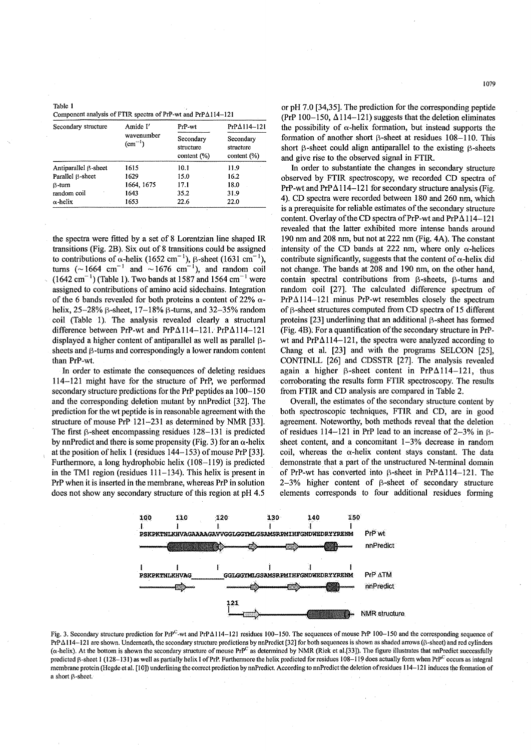Table 1
Component analysis of FTIR spectra of PrP-wt and PrPΔ114–121

| Secondary structure | Amide I' wavenumber ($cm^{-1}$) | PrP-wt Secondary structure content (%) | PrPΔ114–121 Secondary structure content (%) |
|---|---|---|---|
| Antiparallel β-sheet | 1615 | 10.1 | 11.9 |
| Parallel β-sheet | 1629 | 15.0 | 16.2 |
| β-turn | 1664, 1675 | 17.1 | 18.0 |
| random coil | 1643 | 35.2 | 31.9 |
| α-helix | 1653 | 22.6 | 22.0 |

the spectra were fitted by a set of 8 Lorentzian line shaped IR transitions (Fig. 2B). Six out of 8 transitions could be assigned to contributions of α-helix (1652 $cm^{-1}$), β-sheet (1631 $cm^{-1}$), turns (~1664 $cm^{-1}$ and ~1676 $cm^{-1}$), and random coil (1642 $cm^{-1}$) (Table 1). Two bands at 1587 and 1564 $cm^{-1}$ were assigned to contributions of amino acid sidechains. Integration of the 6 bands revealed for both proteins a content of 22% α-helix, 25–28% β-sheet, 17–18% β-turns, and 32–35% random coil (Table 1). The analysis revealed clearly a structural difference between PrP-wt and PrPΔ114–121. PrPΔ114–121 displayed a higher content of antiparallel as well as parallel β-sheets and β-turns and correspondingly a lower random content than PrP-wt.

In order to estimate the consequences of deleting residues 114–121 might have for the structure of PrP, we performed secondary structure predictions for the PrP peptides aa 100–150 and the corresponding deletion mutant by nnPredict [32]. The prediction for the wt peptide is in reasonable agreement with the structure of mouse PrP 121–231 as determined by NMR [33]. The first β-sheet encompassing residues 128–131 is predicted by nnPredict and there is some propensity (Fig. 3) for an α-helix at the position of helix 1 (residues 144–153) of mouse PrP [33]. Furthermore, a long hydrophobic helix (108–119) is predicted in the TM1 region (residues 111–134). This helix is present in PrP when it is inserted in the membrane, whereas PrP in solution does not show any secondary structure of this region at pH 4.5 or pH 7.0 [34,35]. The prediction for the corresponding peptide (PrP 100–150, Δ114–121) suggests that the deletion eliminates the possibility of α-helix formation, but instead supports the formation of another short β-sheet at residues 108–110. This short β-sheet could align antiparallel to the existing β-sheets and give rise to the observed signal in FTIR.

In order to substantiate the changes in secondary structure observed by FTIR spectroscopy, we recorded CD spectra of PrP-wt and PrPΔ114–121 for secondary structure analysis (Fig. 4). CD spectra were recorded between 180 and 260 nm, which is a prerequisite for reliable estimates of the secondary structure content. Overlay of the CD spectra of PrP-wt and PrPΔ114–121 revealed that the latter exhibited more intense bands around 190 nm and 208 nm, but not at 222 nm (Fig. 4A). The constant intensity of the CD bands at 222 nm, where only α-helices contribute significantly, suggests that the content of α-helix did not change. The bands at 208 and 190 nm, on the other hand, contain spectral contributions from β-sheets, β-turns and random coil [27]. The calculated difference spectrum of PrPΔ114–121 minus PrP-wt resembles closely the spectrum of β-sheet structures computed from CD spectra of 15 different proteins [23] underlining that an additional β-sheet has formed (Fig. 4B). For a quantification of the secondary structure in PrP-wt and PrPΔ114–121, the spectra were analyzed according to Chang et al. [23] and with the programs SELCON [25], CONTINLL [26] and CDSSTR [27]. The analysis revealed again a higher β-sheet content in PrPΔ114–121, thus corroborating the results form FTIR spectroscopy. The results from FTIR and CD analysis are compared in Table 2.

Overall, the estimates of the secondary structure content by both spectroscopic techniques, FTIR and CD, are in good agreement. Noteworthy, both methods reveal that the deletion of residues 114–121 in PrP lead to an increase of 2–3% in β-sheet content, and a concomitant 1–3% decrease in random coil, whereas the α-helix content stays constant. The data demonstrate that a part of the unstructured N-terminal domain of PrP-wt has converted into β-sheet in PrPΔ114–121. The 2–3% higher content of β-sheet of secondary structure elements corresponds to four additional residues forming

```
100       110       120       130       140       150
PSKPKTNLKHVAGAAAAGAVVGGLGGYMLGSAMSRPMIHFGNDWEDRYYRENM   PrP wt
                                                        nnPredict

PSKPKTNLKHVAG________GGLGGYMLGSAMSRPMIHFGNDWEDRYYRENM   PrP ΔTM
                                                        nnPredict
                     121
                                                        NMR structure
```

Fig. 3. Secondary structure prediction for $PrP^{C}$-wt and PrPΔ114–121 residues 100–150. The sequences of mouse PrP 100–150 and the corresponding sequence of PrPΔ114–121 are shown. Underneath, the secondary structure predictions by nnPredict [32] for both sequences is shown as shaded arrows (β-sheet) and red cylinders (α-helix). At the bottom is shown the secondary structure of mouse $PrP^{C}$ as determined by NMR (Riek et al.[33]). The figure illustrates that nnPredict successfully predicted β-sheet 1 (128–131) as well as partially helix I of PrP. Furthermore the helix predicted for residues 108–119 does actually form when $PrP^{C}$ occurs as integral membrane protein (Hegde et al. [10]) underlining the correct prediction by nnPredict. According to nnPredict the deletion of residues 114–121 induces the formation of a short β-sheet.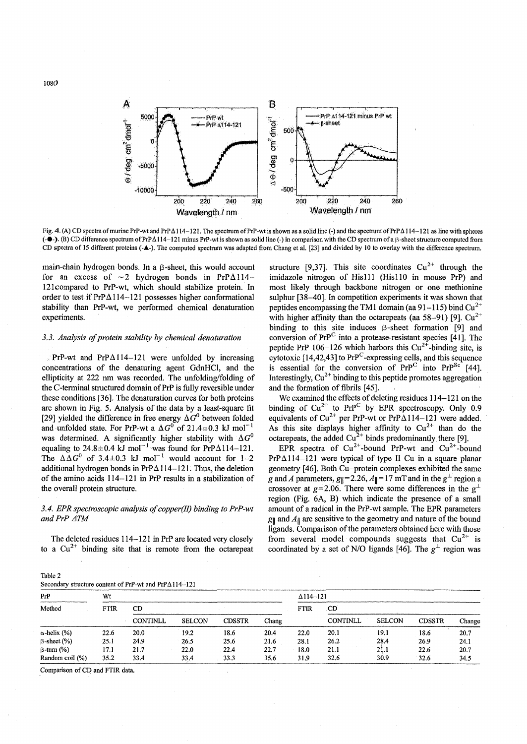Fig. 4. (A) CD spectra of murine PrP-wt and PrPΔ114–121. The spectrum of PrP-wt is shown as a solid line (-) and the spectrum of PrPΔ114–121 as line with spheres (-●-). (B) CD difference spectrum of PrPΔ114–121 minus PrP-wt is shown as solid line (-) in comparison with the CD spectrum of a β-sheet structure computed from CD spectra of 15 different proteins (-▲-). The computed spectrum was adapted from Chang et al. [23] and divided by 10 to overlay with the difference spectrum.

main-chain hydrogen bonds. In a β-sheet, this would account for an excess of ~2 hydrogen bonds in PrPΔ114–121compared to PrP-wt, which should stabilize protein. In order to test if PrPΔ114–121 possesses higher conformational stability than PrP-wt, we performed chemical denaturation experiments.

### 3.3. Analysis of protein stability by chemical denaturation

PrP-wt and PrPΔ114–121 were unfolded by increasing concentrations of the denaturing agent GdnHCl, and the ellipticity at 222 nm was recorded. The unfolding/folding of the C-terminal structured domain of PrP is fully reversible under these conditions [36]. The denaturation curves for both proteins are shown in Fig. 5. Analysis of the data by a least-square fit [29] yielded the difference in free energy $\Delta G^0$ between folded and unfolded state. For PrP-wt a $\Delta G^0$ of 21.4±0.3 kJ $mol^{-1}$ was determined. A significantly higher stability with $\Delta G^0$ equaling to 24.8±0.4 kJ $mol^{-1}$ was found for PrPΔ114–121. The $\Delta\Delta G^0$ of 3.4±0.3 kJ $mol^{-1}$ would account for 1–2 additional hydrogen bonds in PrPΔ114–121. Thus, the deletion of the amino acids 114–121 in PrP results in a stabilization of the overall protein structure.

### 3.4. EPR spectroscopic analysis of copper(II) binding to PrP-wt and PrP ΔTM

The deleted residues 114–121 in PrP are located very closely to a $Cu^{2+}$ binding site that is remote from the octarepeat structure [9,37]. This site coordinates $Cu^{2+}$ through the imidazole nitrogen of His111 (His110 in mouse PrP) and most likely through backbone nitrogen or one methionine sulphur [38–40]. In competition experiments it was shown that peptides encompassing the TM1 domain (aa 91–115) bind $Cu^{2+}$ with higher affinity than the octarepeats (aa 58–91) [9]. $Cu^{2+}$ binding to this site induces β-sheet formation [9] and conversion of $PrP^C$ into a protease-resistant species [41]. The peptide PrP 106–126 which harbors this $Cu^{2+}$-binding site, is cytotoxic [14,42,43] to $PrP^C$-expressing cells, and this sequence is essential for the conversion of $PrP^C$ into $PrP^{Sc}$ [44]. Interestingly, $Cu^{2+}$ binding to this peptide promotes aggregation and the formation of fibrils [45].

We examined the effects of deleting residues 114–121 on the binding of $Cu^{2+}$ to $PrP^C$ by EPR spectroscopy. Only 0.9 equivalents of $Cu^{2+}$ per PrP-wt or PrPΔ114–121 were added. As this site displays higher affinity to $Cu^{2+}$ than do the octarepeats, the added $Cu^{2+}$ binds predominantly there [9].

EPR spectra of $Cu^{2+}$-bound PrP-wt and $Cu^{2+}$-bound PrPΔ114–121 were typical of type II Cu in a square planar geometry [46]. Both Cu–protein complexes exhibited the same $g$ and $A$ parameters, $g_\parallel=2.26$, $A_\parallel=17$ mT and in the $g^\perp$ region a crossover at $g=2.06$. There were some differences in the $g^\perp$ region (Fig. 6A, B) which indicate the presence of a small amount of a radical in the PrP-wt sample. The EPR parameters $g_\parallel$ and $A_\parallel$ are sensitive to the geometry and nature of the bound ligands. Comparison of the parameters obtained here with those from several model compounds suggests that $Cu^{2+}$ is coordinated by a set of N/O ligands [46]. The $g^\perp$ region was

Table 2
Secondary structure content of PrP-wt and PrPΔ114–121

| PrP | Wt | | | | | Δ114–121 | | | | |
|---|---|---|---|---|---|---|---|---|---|---|
| Method | FTIR | CD | | | | FTIR | CD | | | |
| | | CONTINLL | SELCON | CDSSTR | Chang | | CONTINLL | SELCON | CDSSTR | Chang |
| α-helix (%) | 22.6 | 20.0 | 19.2 | 18.6 | 20.4 | 22.0 | 20.1 | 19.1 | 18.6 | 20.7 |
| β-sheet (%) | 25.1 | 24.9 | 26.5 | 25.6 | 21.6 | 28.1 | 26.2 | 28.4 | 26.9 | 24.1 |
| β-turn (%) | 17.1 | 21.7 | 22.0 | 22.4 | 22.7 | 18.0 | 21.1 | 21.1 | 22.6 | 20.7 |
| Random coil (%) | 35.2 | 33.4 | 33.4 | 33.3 | 35.6 | 31.9 | 32.6 | 30.9 | 32.6 | 34.5 |

Comparison of CD and FTIR data.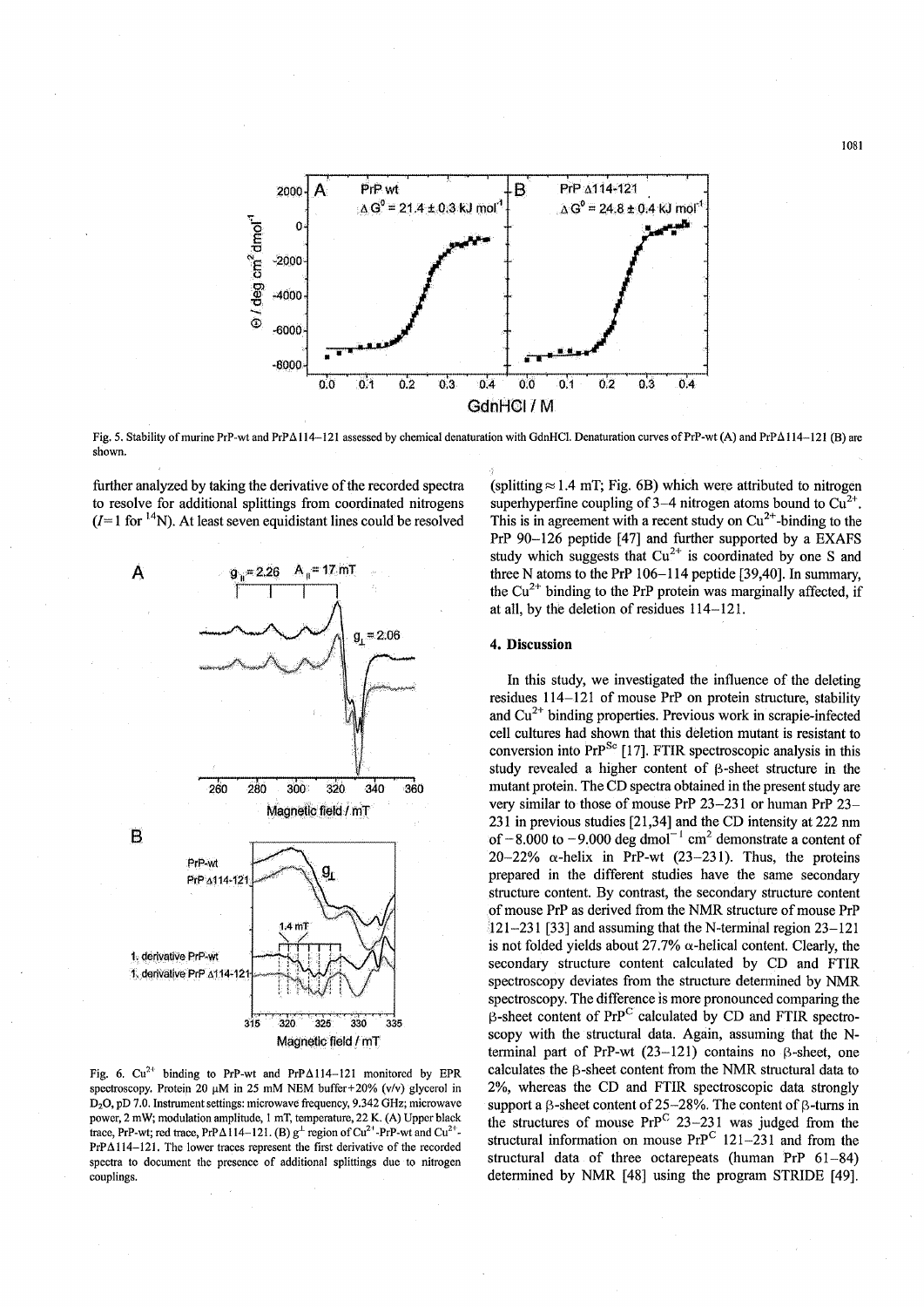Fig. 5. Stability of murine PrP-wt and PrPΔ114–121 assessed by chemical denaturation with GdnHCl. Denaturation curves of PrP-wt (A) and PrPΔ114–121 (B) are shown.

further analyzed by taking the derivative of the recorded spectra to resolve for additional splittings from coordinated nitrogens ($I=1$ for $^{14}N$). At least seven equidistant lines could be resolved (splitting ≈ 1.4 mT; Fig. 6B) which were attributed to nitrogen superhyperfine coupling of 3–4 nitrogen atoms bound to $Cu^{2+}$. This is in agreement with a recent study on $Cu^{2+}$-binding to the PrP 90–126 peptide [47] and further supported by a EXAFS study which suggests that $Cu^{2+}$ is coordinated by one S and three N atoms to the PrP 106–114 peptide [39,40]. In summary, the $Cu^{2+}$ binding to the PrP protein was marginally affected, if at all, by the deletion of residues 114–121.

Fig. 6. $Cu^{2+}$ binding to PrP-wt and PrPΔ114–121 monitored by EPR spectroscopy. Protein 20 μM in 25 mM NEM buffer+20% (v/v) glycerol in $D_2O$, pD 7.0. Instrument settings: microwave frequency, 9.342 GHz; microwave power, 2 mW; modulation amplitude, 1 mT, temperature, 22 K. (A) Upper black trace, PrP-wt; red trace, PrPΔ114–121. (B) $g^{\perp}$ region of $Cu^{2+}$-PrP-wt and $Cu^{2+}$-PrPΔ114–121. The lower traces represent the first derivative of the recorded spectra to document the presence of additional splittings due to nitrogen couplings.

## 4. Discussion

In this study, we investigated the influence of the deleting residues 114–121 of mouse PrP on protein structure, stability and $Cu^{2+}$ binding properties. Previous work in scrapie-infected cell cultures had shown that this deletion mutant is resistant to conversion into $PrP^{Sc}$ [17]. FTIR spectroscopic analysis in this study revealed a higher content of β-sheet structure in the mutant protein. The CD spectra obtained in the present study are very similar to those of mouse PrP 23–231 or human PrP 23–231 in previous studies [21,34] and the CD intensity at 222 nm of −8.000 to −9.000 deg $dmol^{-1}$ $cm^2$ demonstrate a content of 20–22% α-helix in PrP-wt (23–231). Thus, the proteins prepared in the different studies have the same secondary structure content. By contrast, the secondary structure content of mouse PrP as derived from the NMR structure of mouse PrP 121–231 [33] and assuming that the N-terminal region 23–121 is not folded yields about 27.7% α-helical content. Clearly, the secondary structure content calculated by CD and FTIR spectroscopy deviates from the structure determined by NMR spectroscopy. The difference is more pronounced comparing the β-sheet content of $PrP^C$ calculated by CD and FTIR spectroscopy with the structural data. Again, assuming that the N-terminal part of PrP-wt (23–121) contains no β-sheet, one calculates the β-sheet content from the NMR structural data to 2%, whereas the CD and FTIR spectroscopic data strongly support a β-sheet content of 25–28%. The content of β-turns in the structures of mouse $PrP^C$ 23–231 was judged from the structural information on mouse $PrP^C$ 121–231 and from the structural data of three octarepeats (human PrP 61–84) determined by NMR [48] using the program STRIDE [49].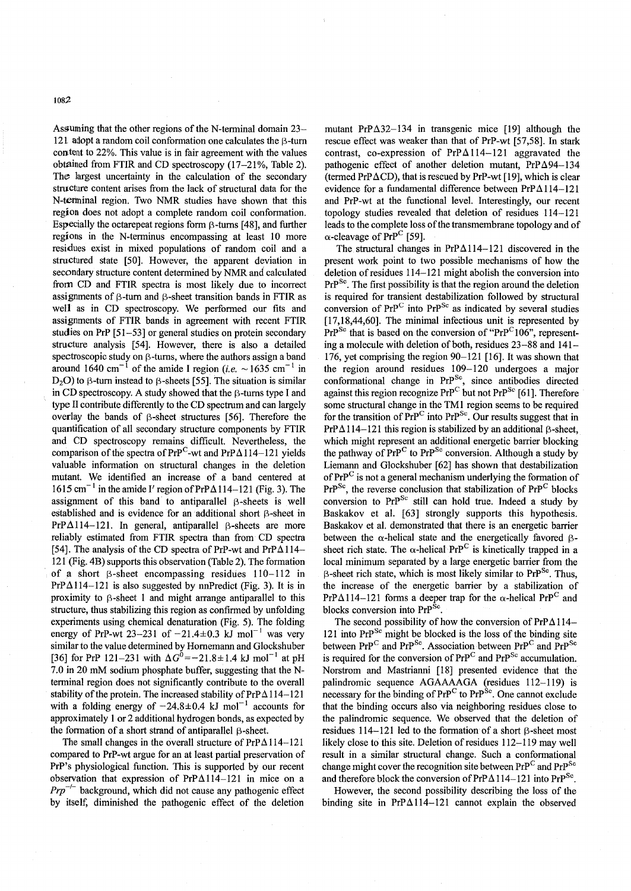Assuming that the other regions of the N-terminal domain 23–121 adopt a random coil conformation one calculates the β-turn content to 22%. This value is in fair agreement with the values obtained from FTIR and CD spectroscopy (17–21%, Table 2). The largest uncertainty in the calculation of the secondary structure content arises from the lack of structural data for the N-terminal region. Two NMR studies have shown that this region does not adopt a complete random coil conformation. Especially the octarepeat regions form β-turns [48], and further regions in the N-terminus encompassing at least 10 more residues exist in mixed populations of random coil and a structured state [50]. However, the apparent deviation in secondary structure content determined by NMR and calculated from CD and FTIR spectra is most likely due to incorrect assignments of β-turn and β-sheet transition bands in FTIR as well as in CD spectroscopy. We performed our fits and assignments of FTIR bands in agreement with recent FTIR studies on PrP [51–53] or general studies on protein secondary structure analysis [54]. However, there is also a detailed spectroscopic study on β-turns, where the authors assign a band around 1640 $cm^{-1}$ of the amide I region (*i.e.* ~1635 $cm^{-1}$ in $D_2O$) to β-turn instead to β-sheets [55]. The situation is similar in CD spectroscopy. A study showed that the β-turns type I and type II contribute differently to the CD spectrum and can largely overlay the bands of β-sheet structures [56]. Therefore the quantification of all secondary structure components by FTIR and CD spectroscopy remains difficult. Nevertheless, the comparison of the spectra of $PrP^C$-wt and PrPΔ114–121 yields valuable information on structural changes in the deletion mutant. We identified an increase of a band centered at 1615 $cm^{-1}$ in the amide I′ region of PrPΔ114–121 (Fig. 3). The assignment of this band to antiparallel β-sheets is well established and is evidence for an additional short β-sheet in PrPΔ114–121. In general, antiparallel β-sheets are more reliably estimated from FTIR spectra than from CD spectra [54]. The analysis of the CD spectra of PrP-wt and PrPΔ114–121 (Fig. 4B) supports this observation (Table 2). The formation of a short β-sheet encompassing residues 110–112 in PrPΔ114–121 is also suggested by nnPredict (Fig. 3). It is in proximity to β-sheet 1 and might arrange antiparallel to this structure, thus stabilizing this region as confirmed by unfolding experiments using chemical denaturation (Fig. 5). The folding energy of PrP-wt 23–231 of −21.4±0.3 kJ $mol^{-1}$ was very similar to the value determined by Hornemann and Glockshuber [36] for PrP 121–231 with $\Delta G^0$=−21.8±1.4 kJ $mol^{-1}$ at pH 7.0 in 20 mM sodium phosphate buffer, suggesting that the N-terminal region does not significantly contribute to the overall stability of the protein. The increased stability of PrPΔ114–121 with a folding energy of −24.8±0.4 kJ $mol^{-1}$ accounts for approximately 1 or 2 additional hydrogen bonds, as expected by the formation of a short strand of antiparallel β-sheet.

The small changes in the overall structure of PrPΔ114–121 compared to PrP-wt argue for an at least partial preservation of PrP's physiological function. This is supported by our recent observation that expression of PrPΔ114–121 in mice on a $Prp^{-/-}$ background, which did not cause any pathogenic effect by itself, diminished the pathogenic effect of the deletion mutant PrPΔ32–134 in transgenic mice [19] although the rescue effect was weaker than that of PrP-wt [57,58]. In stark contrast, co-expression of PrPΔ114–121 aggravated the pathogenic effect of another deletion mutant, PrPΔ94–134 (termed PrPΔCD), that is rescued by PrP-wt [19], which is clear evidence for a fundamental difference between PrPΔ114–121 and PrP-wt at the functional level. Interestingly, our recent topology studies revealed that deletion of residues 114–121 leads to the complete loss of the transmembrane topology and of α-cleavage of $PrP^C$ [59].

The structural changes in PrPΔ114–121 discovered in the present work point to two possible mechanisms of how the deletion of residues 114–121 might abolish the conversion into $PrP^{Sc}$. The first possibility is that the region around the deletion is required for transient destabilization followed by structural conversion of $PrP^C$ into $PrP^{Sc}$ as indicated by several studies [17,18,44,60]. The minimal infectious unit is represented by $PrP^{Sc}$ that is based on the conversion of "$PrP^C$106", representing a molecule with deletion of both, residues 23–88 and 141–176, yet comprising the region 90–121 [16]. It was shown that the region around residues 109–120 undergoes a major conformational change in $PrP^{Sc}$, since antibodies directed against this region recognize $PrP^C$ but not $PrP^{Sc}$ [61]. Therefore some structural change in the TM1 region seems to be required for the transition of $PrP^C$ into $PrP^{Sc}$. Our results suggest that in PrPΔ114–121 this region is stabilized by an additional β-sheet, which might represent an additional energetic barrier blocking the pathway of $PrP^C$ to $PrP^{Sc}$ conversion. Although a study by Liemann and Glockshuber [62] has shown that destabilization of $PrP^C$ is not a general mechanism underlying the formation of $PrP^{Sc}$, the reverse conclusion that stabilization of $PrP^C$ blocks conversion to $PrP^{Sc}$ still can hold true. Indeed a study by Baskakov et al. [63] strongly supports this hypothesis. Baskakov et al. demonstrated that there is an energetic barrier between the α-helical state and the energetically favored β-sheet rich state. The α-helical $PrP^C$ is kinetically trapped in a local minimum separated by a large energetic barrier from the β-sheet rich state, which is most likely similar to $PrP^{Sc}$. Thus, the increase of the energetic barrier by a stabilization of PrPΔ114–121 forms a deeper trap for the α-helical $PrP^C$ and blocks conversion into $PrP^{Sc}$.

The second possibility of how the conversion of PrPΔ114–121 into $PrP^{Sc}$ might be blocked is the loss of the binding site between $PrP^C$ and $PrP^{Sc}$. Association between $PrP^C$ and $PrP^{Sc}$ is required for the conversion of $PrP^C$ and $PrP^{Sc}$ accumulation. Norstrom and Mastrianni [18] presented evidence that the palindromic sequence AGAAAAGA (residues 112–119) is necessary for the binding of $PrP^C$ to $PrP^{Sc}$. One cannot exclude that the binding occurs also via neighboring residues close to the palindromic sequence. We observed that the deletion of residues 114–121 led to the formation of a short β-sheet most likely close to this site. Deletion of residues 112–119 may well result in a similar structural change. Such a conformational change might cover the recognition site between $PrP^C$ and $PrP^{Sc}$ and therefore block the conversion of PrPΔ114–121 into $PrP^{Sc}$.

However, the second possibility describing the loss of the binding site in PrPΔ114–121 cannot explain the observed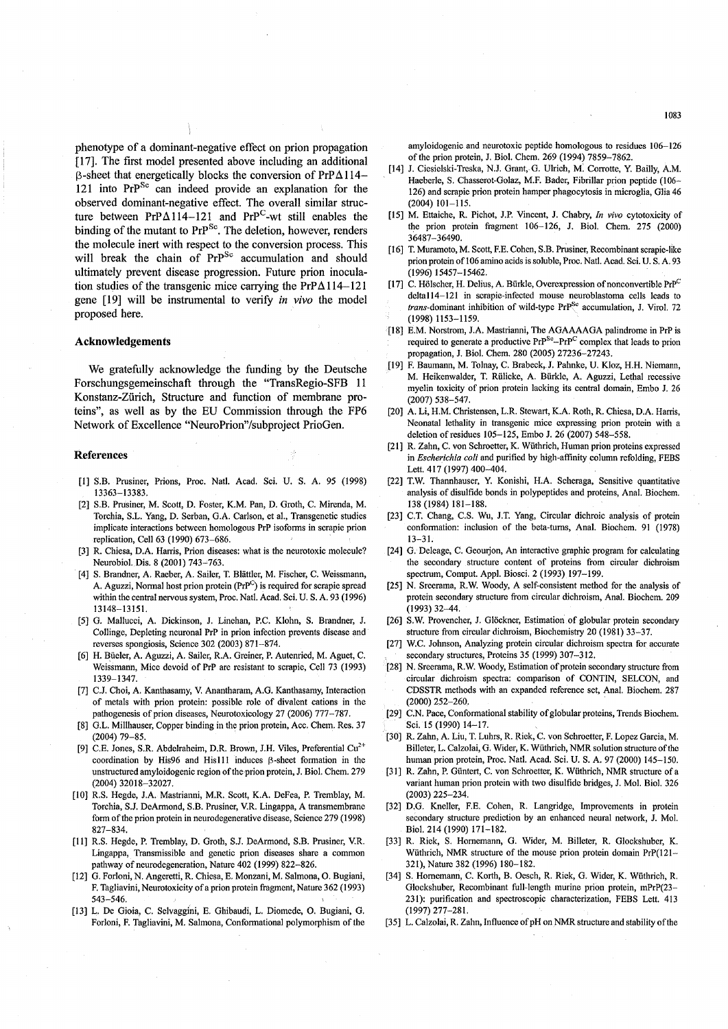phenotype of a dominant-negative effect on prion propagation [17]. The first model presented above including an additional β-sheet that energetically blocks the conversion of PrPΔ114–121 into $PrP^{Sc}$ can indeed provide an explanation for the observed dominant-negative effect. The overall similar structure between PrPΔ114–121 and $PrP^{C}$-wt still enables the binding of the mutant to $PrP^{Sc}$. The deletion, however, renders the molecule inert with respect to the conversion process. This will break the chain of $PrP^{Sc}$ accumulation and should ultimately prevent disease progression. Future prion inoculation studies of the transgenic mice carrying the PrPΔ114–121 gene [19] will be instrumental to verify *in vivo* the model proposed here.

## Acknowledgements

We gratefully acknowledge the funding by the Deutsche Forschungsgemeinschaft through the "TransRegio-SFB 11 Konstanz-Zürich, Structure and function of membrane proteins", as well as by the EU Commission through the FP6 Network of Excellence "NeuroPrion"/subproject PrioGen.

## References

[1] S.B. Prusiner, Prions, Proc. Natl. Acad. Sci. U. S. A. 95 (1998) 13363–13383.

[2] S.B. Prusiner, M. Scott, D. Foster, K.M. Pan, D. Groth, C. Mirenda, M. Torchia, S.L. Yang, D. Serban, G.A. Carlson, et al., Transgenetic studies implicate interactions between homologous PrP isoforms in scrapie prion replication, Cell 63 (1990) 673–686.

[3] R. Chiesa, D.A. Harris, Prion diseases: what is the neurotoxic molecule? Neurobiol. Dis. 8 (2001) 743–763.

[4] S. Brandner, A. Raeber, A. Sailer, T. Blättler, M. Fischer, C. Weissmann, A. Aguzzi, Normal host prion protein ($PrP^{C}$) is required for scrapie spread within the central nervous system, Proc. Natl. Acad. Sci. U. S. A. 93 (1996) 13148–13151.

[5] G. Mallucci, A. Dickinson, J. Linehan, P.C. Klohn, S. Brandner, J. Collinge, Depleting neuronal PrP in prion infection prevents disease and reverses spongiosis, Science 302 (2003) 871–874.

[6] H. Büeler, A. Aguzzi, A. Sailer, R.A. Greiner, P. Autenried, M. Aguet, C. Weissmann, Mice devoid of PrP are resistant to scrapie, Cell 73 (1993) 1339–1347.

[7] C.J. Choi, A. Kanthasamy, V. Anantharam, A.G. Kanthasamy, Interaction of metals with prion protein: possible role of divalent cations in the pathogenesis of prion diseases, Neurotoxicology 27 (2006) 777–787.

[8] G.L. Millhauser, Copper binding in the prion protein, Acc. Chem. Res. 37 (2004) 79–85.

[9] C.E. Jones, S.R. Abdelraheim, D.R. Brown, J.H. Viles, Preferential $Cu^{2+}$ coordination by His96 and His111 induces β-sheet formation in the unstructured amyloidogenic region of the prion protein, J. Biol. Chem. 279 (2004) 32018–32027.

[10] R.S. Hegde, J.A. Mastrianni, M.R. Scott, K.A. DeFea, P. Tremblay, M. Torchia, S.J. DeArmond, S.B. Prusiner, V.R. Lingappa, A transmembrane form of the prion protein in neurodegenerative disease, Science 279 (1998) 827–834.

[11] R.S. Hegde, P. Tremblay, D. Groth, S.J. DeArmond, S.B. Prusiner, V.R. Lingappa, Transmissible and genetic prion diseases share a common pathway of neurodegeneration, Nature 402 (1999) 822–826.

[12] G. Forloni, N. Angeretti, R. Chiesa, E. Monzani, M. Salmona, O. Bugiani, F. Tagliavini, Neurotoxicity of a prion protein fragment, Nature 362 (1993) 543–546.

[13] L. De Gioia, C. Selvaggini, E. Ghibaudi, L. Diomede, O. Bugiani, G. Forloni, F. Tagliavini, M. Salmona, Conformational polymorphism of the amyloidogenic and neurotoxic peptide homologous to residues 106–126 of the prion protein, J. Biol. Chem. 269 (1994) 7859–7862.

[14] J. Ciesielski-Treska, N.J. Grant, G. Ulrich, M. Corrotte, Y. Bailly, A.M. Haeberle, S. Chasserot-Golaz, M.F. Bader, Fibrillar prion peptide (106–126) and scrapie prion protein hamper phagocytosis in microglia, Glia 46 (2004) 101–115.

[15] M. Ettaiche, R. Pichot, J.P. Vincent, J. Chabry, *In vivo* cytotoxicity of the prion protein fragment 106–126, J. Biol. Chem. 275 (2000) 36487–36490.

[16] T. Muramoto, M. Scott, F.E. Cohen, S.B. Prusiner, Recombinant scrapie-like prion protein of 106 amino acids is soluble, Proc. Natl. Acad. Sci. U. S. A. 93 (1996) 15457–15462.

[17] C. Hölscher, H. Delius, A. Bürkle, Overexpression of nonconvertible $PrP^{C}$ delta114–121 in scrapie-infected mouse neuroblastoma cells leads to *trans*-dominant inhibition of wild-type $PrP^{Sc}$ accumulation, J. Virol. 72 (1998) 1153–1159.

[18] E.M. Norstrom, J.A. Mastrianni, The AGAAAAGA palindrome in PrP is required to generate a productive $PrP^{Sc}$–$PrP^{C}$ complex that leads to prion propagation, J. Biol. Chem. 280 (2005) 27236–27243.

[19] F. Baumann, M. Tolnay, C. Brabeck, J. Pahnke, U. Kloz, H.H. Niemann, M. Heikenwalder, T. Rülicke, A. Bürkle, A. Aguzzi, Lethal recessive myelin toxicity of prion protein lacking its central domain, Embo J. 26 (2007) 538–547.

[20] A. Li, H.M. Christensen, L.R. Stewart, K.A. Roth, R. Chiesa, D.A. Harris, Neonatal lethality in transgenic mice expressing prion protein with a deletion of residues 105–125, Embo J. 26 (2007) 548–558.

[21] R. Zahn, C. von Schroetter, K. Wüthrich, Human prion proteins expressed in *Escherichia coli* and purified by high-affinity column refolding, FEBS Lett. 417 (1997) 400–404.

[22] T.W. Thannhauser, Y. Konishi, H.A. Scheraga, Sensitive quantitative analysis of disulfide bonds in polypeptides and proteins, Anal. Biochem. 138 (1984) 181–188.

[23] C.T. Chang, C.S. Wu, J.T. Yang, Circular dichroic analysis of protein conformation: inclusion of the beta-turns, Anal. Biochem. 91 (1978) 13–31.

[24] G. Deleage, C. Geourjon, An interactive graphic program for calculating the secondary structure content of proteins from circular dichroism spectrum, Comput. Appl. Biosci. 2 (1993) 197–199.

[25] N. Sreerama, R.W. Woody, A self-consistent method for the analysis of protein secondary structure from circular dichroism, Anal. Biochem. 209 (1993) 32–44.

[26] S.W. Provencher, J. Glöckner, Estimation of globular protein secondary structure from circular dichroism, Biochemistry 20 (1981) 33–37.

[27] W.C. Johnson, Analyzing protein circular dichroism spectra for accurate secondary structures, Proteins 35 (1999) 307–312.

[28] N. Sreerama, R.W. Woody, Estimation of protein secondary structure from circular dichroism spectra: comparison of CONTIN, SELCON, and CDSSTR methods with an expanded reference set, Anal. Biochem. 287 (2000) 252–260.

[29] C.N. Pace, Conformational stability of globular proteins, Trends Biochem. Sci. 15 (1990) 14–17.

[30] R. Zahn, A. Liu, T. Luhrs, R. Riek, C. von Schroetter, F. Lopez Garcia, M. Billeter, L. Calzolai, G. Wider, K. Wüthrich, NMR solution structure of the human prion protein, Proc. Natl. Acad. Sci. U. S. A. 97 (2000) 145–150.

[31] R. Zahn, P. Güntert, C. von Schroetter, K. Wüthrich, NMR structure of a variant human prion protein with two disulfide bridges, J. Mol. Biol. 326 (2003) 225–234.

[32] D.G. Kneller, F.E. Cohen, R. Langridge, Improvements in protein secondary structure prediction by an enhanced neural network, J. Mol. Biol. 214 (1990) 171–182.

[33] R. Riek, S. Hornemann, G. Wider, M. Billeter, R. Glockshuber, K. Wüthrich, NMR structure of the mouse prion protein domain PrP(121–321), Nature 382 (1996) 180–182.

[34] S. Hornemann, C. Korth, B. Oesch, R. Riek, G. Wider, K. Wüthrich, R. Glockshuber, Recombinant full-length murine prion protein, mPrP(23–231): purification and spectroscopic characterization, FEBS Lett. 413 (1997) 277–281.

[35] L. Calzolai, R. Zahn, Influence of pH on NMR structure and stability of the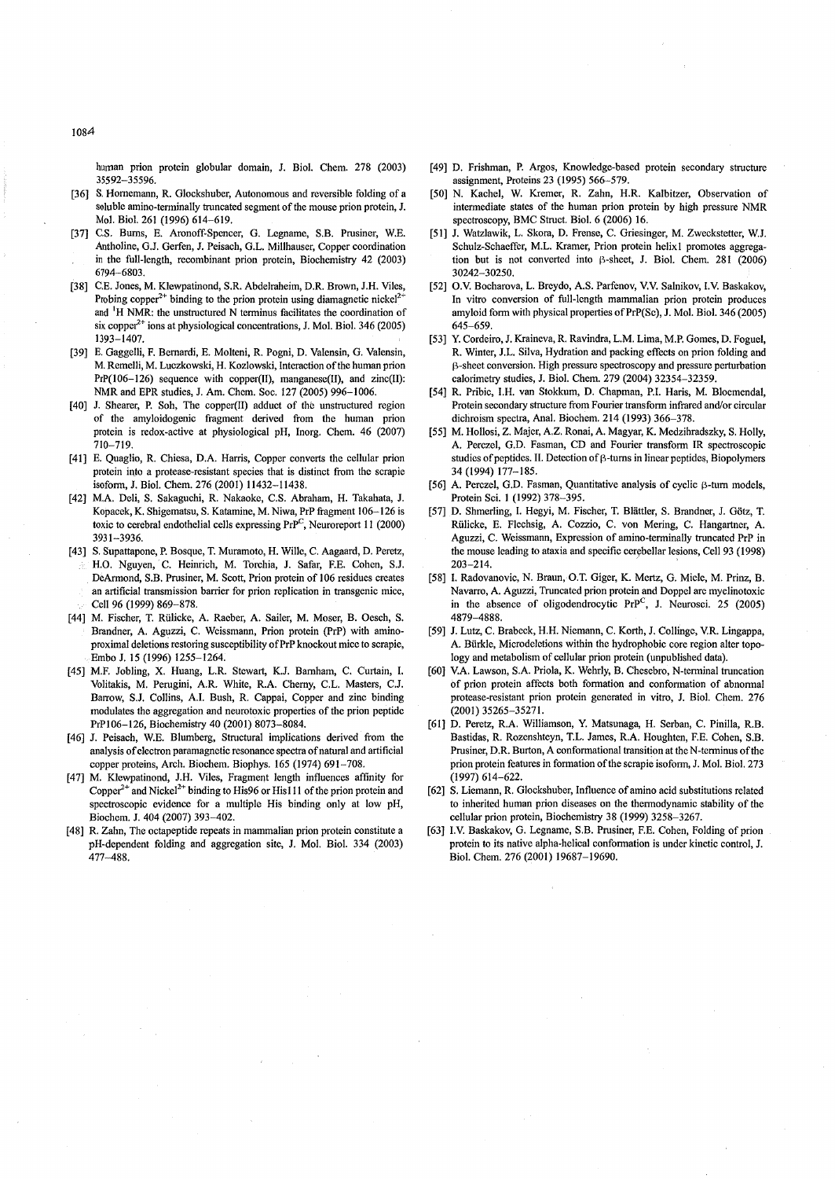human prion protein globular domain, J. Biol. Chem. 278 (2003) 35592–35596.

[36] S. Hornemann, R. Glockshuber, Autonomous and reversible folding of a soluble amino-terminally truncated segment of the mouse prion protein, J. Mol. Biol. 261 (1996) 614–619.

[37] C.S. Burns, E. Aronoff-Spencer, G. Legname, S.B. Prusiner, W.E. Antholine, G.J. Gerfen, J. Peisach, G.L. Millhauser, Copper coordination in the full-length, recombinant prion protein, Biochemistry 42 (2003) 6794–6803.

[38] C.E. Jones, M. Klewpatinond, S.R. Abdelraheim, D.R. Brown, J.H. Viles, Probing copper$^{2+}$ binding to the prion protein using diamagnetic nickel$^{2+}$ and $^1$H NMR: the unstructured N terminus facilitates the coordination of six copper$^{2+}$ ions at physiological concentrations, J. Mol. Biol. 346 (2005) 1393–1407.

[39] E. Gaggelli, F. Bernardi, E. Molteni, R. Pogni, D. Valensin, G. Valensin, M. Remelli, M. Luczkowski, H. Kozlowski, Interaction of the human prion PrP(106–126) sequence with copper(II), manganese(II), and zinc(II): NMR and EPR studies, J. Am. Chem. Soc. 127 (2005) 996–1006.

[40] J. Shearer, P. Soh, The copper(II) adduct of the unstructured region of the amyloidogenic fragment derived from the human prion protein is redox-active at physiological pH, Inorg. Chem. 46 (2007) 710–719.

[41] E. Quaglio, R. Chiesa, D.A. Harris, Copper converts the cellular prion protein into a protease-resistant species that is distinct from the scrapie isoform, J. Biol. Chem. 276 (2001) 11432–11438.

[42] M.A. Deli, S. Sakaguchi, R. Nakaoke, C.S. Abraham, H. Takahata, J. Kopacek, K. Shigematsu, S. Katamine, M. Niwa, PrP fragment 106–126 is toxic to cerebral endothelial cells expressing PrP$^C$, Neuroreport 11 (2000) 3931–3936.

[43] S. Supattapone, P. Bosque, T. Muramoto, H. Wille, C. Aagaard, D. Peretz, H.O. Nguyen, C. Heinrich, M. Torchia, J. Safar, F.E. Cohen, S.J. DeArmond, S.B. Prusiner, M. Scott, Prion protein of 106 residues creates an artificial transmission barrier for prion replication in transgenic mice, Cell 96 (1999) 869–878.

[44] M. Fischer, T. Rülicke, A. Raeber, A. Sailer, M. Moser, B. Oesch, S. Brandner, A. Aguzzi, C. Weissmann, Prion protein (PrP) with amino-proximal deletions restoring susceptibility of PrP knockout mice to scrapie, Embo J. 15 (1996) 1255–1264.

[45] M.F. Jobling, X. Huang, L.R. Stewart, K.J. Barnham, C. Curtain, I. Volitakis, M. Perugini, A.R. White, R.A. Cherny, C.L. Masters, C.J. Barrow, S.J. Collins, A.I. Bush, R. Cappai, Copper and zinc binding modulates the aggregation and neurotoxic properties of the prion peptide PrP106–126, Biochemistry 40 (2001) 8073–8084.

[46] J. Peisach, W.E. Blumberg, Structural implications derived from the analysis of electron paramagnetic resonance spectra of natural and artificial copper proteins, Arch. Biochem. Biophys. 165 (1974) 691–708.

[47] M. Klewpatinond, J.H. Viles, Fragment length influences affinity for Copper$^{2+}$ and Nickel$^{2+}$ binding to His96 or His111 of the prion protein and spectroscopic evidence for a multiple His binding only at low pH, Biochem. J. 404 (2007) 393–402.

[48] R. Zahn, The octapeptide repeats in mammalian prion protein constitute a pH-dependent folding and aggregation site, J. Mol. Biol. 334 (2003) 477–488.

[49] D. Frishman, P. Argos, Knowledge-based protein secondary structure assignment, Proteins 23 (1995) 566–579.

[50] N. Kachel, W. Kremer, R. Zahn, H.R. Kalbitzer, Observation of intermediate states of the human prion protein by high pressure NMR spectroscopy, BMC Struct. Biol. 6 (2006) 16.

[51] J. Watzlawik, L. Skora, D. Frense, C. Griesinger, M. Zweckstetter, W.J. Schulz-Schaeffer, M.L. Kramer, Prion protein helix1 promotes aggregation but is not converted into β-sheet, J. Biol. Chem. 281 (2006) 30242–30250.

[52] O.V. Bocharova, L. Breydo, A.S. Parfenov, V.V. Salnikov, I.V. Baskakov, In vitro conversion of full-length mammalian prion protein produces amyloid form with physical properties of PrP(Sc), J. Mol. Biol. 346 (2005) 645–659.

[53] Y. Cordeiro, J. Kraineva, R. Ravindra, L.M. Lima, M.P. Gomes, D. Foguel, R. Winter, J.L. Silva, Hydration and packing effects on prion folding and β-sheet conversion. High pressure spectroscopy and pressure perturbation calorimetry studies, J. Biol. Chem. 279 (2004) 32354–32359.

[54] R. Pribic, I.H. van Stokkum, D. Chapman, P.I. Haris, M. Bloemendal, Protein secondary structure from Fourier transform infrared and/or circular dichroism spectra, Anal. Biochem. 214 (1993) 366–378.

[55] M. Hollosi, Z. Majer, A.Z. Ronai, A. Magyar, K. Medzihradszky, S. Holly, A. Perczel, G.D. Fasman, CD and Fourier transform IR spectroscopic studies of peptides. II. Detection of β-turns in linear peptides, Biopolymers 34 (1994) 177–185.

[56] A. Perczel, G.D. Fasman, Quantitative analysis of cyclic β-turn models, Protein Sci. 1 (1992) 378–395.

[57] D. Shmerling, I. Hegyi, M. Fischer, T. Blättler, S. Brandner, J. Götz, T. Rülicke, E. Flechsig, A. Cozzio, C. von Mering, C. Hangartner, A. Aguzzi, C. Weissmann, Expression of amino-terminally truncated PrP in the mouse leading to ataxia and specific cerebellar lesions, Cell 93 (1998) 203–214.

[58] I. Radovanovic, N. Braun, O.T. Giger, K. Mertz, G. Miele, M. Prinz, B. Navarro, A. Aguzzi, Truncated prion protein and Doppel are myelinotoxic in the absence of oligodendrocytic PrP$^C$, J. Neurosci. 25 (2005) 4879–4888.

[59] J. Lutz, C. Brabeck, H.H. Niemann, C. Korth, J. Collinge, V.R. Lingappa, A. Bürkle, Microdeletions within the hydrophobic core region alter topology and metabolism of cellular prion protein (unpublished data).

[60] V.A. Lawson, S.A. Priola, K. Wehrly, B. Chesebro, N-terminal truncation of prion protein affects both formation and conformation of abnormal protease-resistant prion protein generated in vitro, J. Biol. Chem. 276 (2001) 35265–35271.

[61] D. Peretz, R.A. Williamson, Y. Matsunaga, H. Serban, C. Pinilla, R.B. Bastidas, R. Rozenshteyn, T.L. James, R.A. Houghten, F.E. Cohen, S.B. Prusiner, D.R. Burton, A conformational transition at the N-terminus of the prion protein features in formation of the scrapie isoform, J. Mol. Biol. 273 (1997) 614–622.

[62] S. Liemann, R. Glockshuber, Influence of amino acid substitutions related to inherited human prion diseases on the thermodynamic stability of the cellular prion protein, Biochemistry 38 (1999) 3258–3267.

[63] I.V. Baskakov, G. Legname, S.B. Prusiner, F.E. Cohen, Folding of prion protein to its native alpha-helical conformation is under kinetic control, J. Biol. Chem. 276 (2001) 19687–19690.